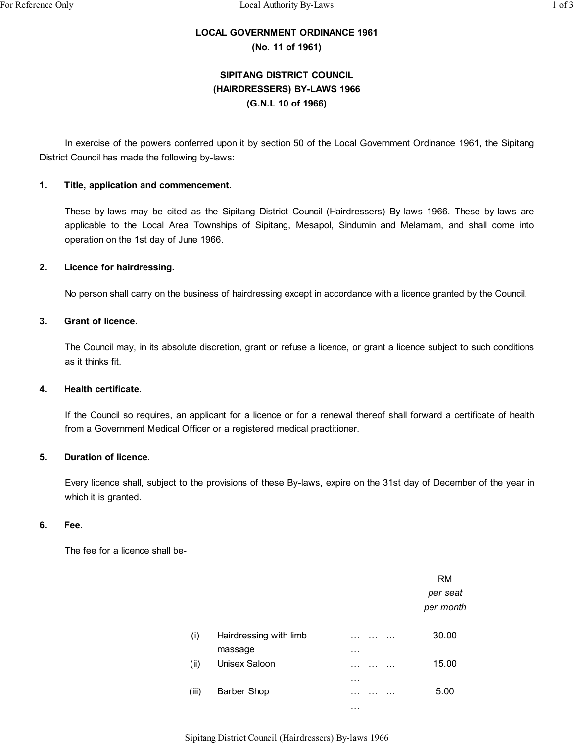**LOCAL GOVERNMENT ORDINANCE 1961**
**(No. 11 of 1961)**

**SIPITANG DISTRICT COUNCIL**
**(HAIRDRESSERS) BY-LAWS 1966**
**(G.N.L 10 of 1966)**

In exercise of the powers conferred upon it by section 50 of the Local Government Ordinance 1961, the Sipitang District Council has made the following by-laws:

**1. Title, application and commencement.**

These by-laws may be cited as the Sipitang District Council (Hairdressers) By-laws 1966. These by-laws are applicable to the Local Area Townships of Sipitang, Mesapol, Sindumin and Melamam, and shall come into operation on the 1st day of June 1966.

**2. Licence for hairdressing.**

No person shall carry on the business of hairdressing except in accordance with a licence granted by the Council.

**3. Grant of licence.**

The Council may, in its absolute discretion, grant or refuse a licence, or grant a licence subject to such conditions as it thinks fit.

**4. Health certificate.**

If the Council so requires, an applicant for a licence or for a renewal thereof shall forward a certificate of health from a Government Medical Officer or a registered medical practitioner.

**5. Duration of licence.**

Every licence shall, subject to the provisions of these By-laws, expire on the 31st day of December of the year in which it is granted.

**6. Fee.**

The fee for a licence shall be-

| | | | RM *per seat per month* |
|---|---|---|---|
| (i) | Hairdressing with limb massage | … … … … | 30.00 |
| (ii) | Unisex Saloon | … … … … | 15.00 |
| (iii) | Barber Shop | … … … … | 5.00 |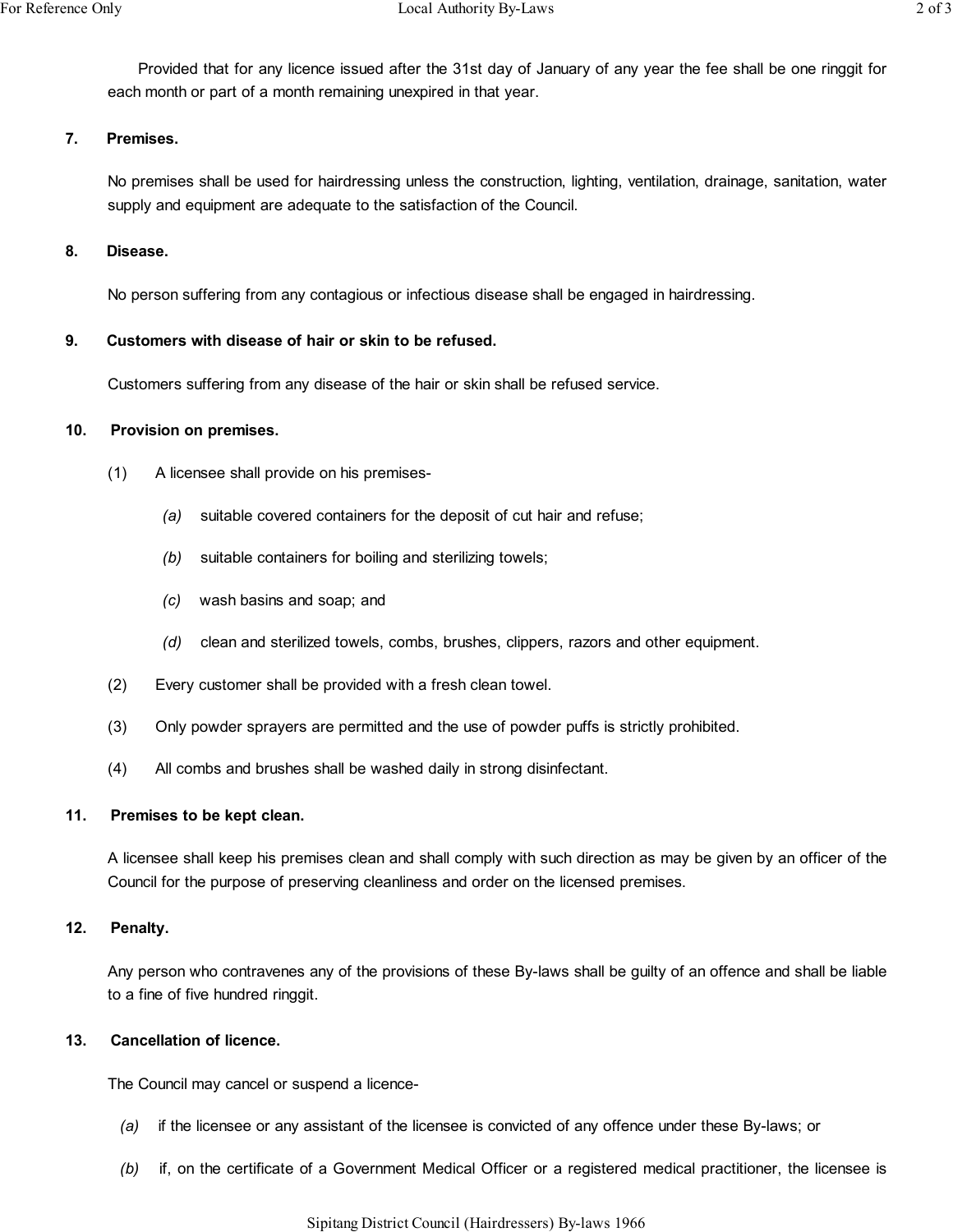Provided that for any licence issued after the 31st day of January of any year the fee shall be one ringgit for each month or part of a month remaining unexpired in that year.

**7. Premises.**

No premises shall be used for hairdressing unless the construction, lighting, ventilation, drainage, sanitation, water supply and equipment are adequate to the satisfaction of the Council.

**8. Disease.**

No person suffering from any contagious or infectious disease shall be engaged in hairdressing.

**9. Customers with disease of hair or skin to be refused.**

Customers suffering from any disease of the hair or skin shall be refused service.

**10. Provision on premises.**

(1) A licensee shall provide on his premises-

*(a)* suitable covered containers for the deposit of cut hair and refuse;

*(b)* suitable containers for boiling and sterilizing towels;

*(c)* wash basins and soap; and

*(d)* clean and sterilized towels, combs, brushes, clippers, razors and other equipment.

(2) Every customer shall be provided with a fresh clean towel.

(3) Only powder sprayers are permitted and the use of powder puffs is strictly prohibited.

(4) All combs and brushes shall be washed daily in strong disinfectant.

**11. Premises to be kept clean.**

A licensee shall keep his premises clean and shall comply with such direction as may be given by an officer of the Council for the purpose of preserving cleanliness and order on the licensed premises.

**12. Penalty.**

Any person who contravenes any of the provisions of these By-laws shall be guilty of an offence and shall be liable to a fine of five hundred ringgit.

**13. Cancellation of licence.**

The Council may cancel or suspend a licence-

*(a)* if the licensee or any assistant of the licensee is convicted of any offence under these By-laws; or

*(b)* if, on the certificate of a Government Medical Officer or a registered medical practitioner, the licensee is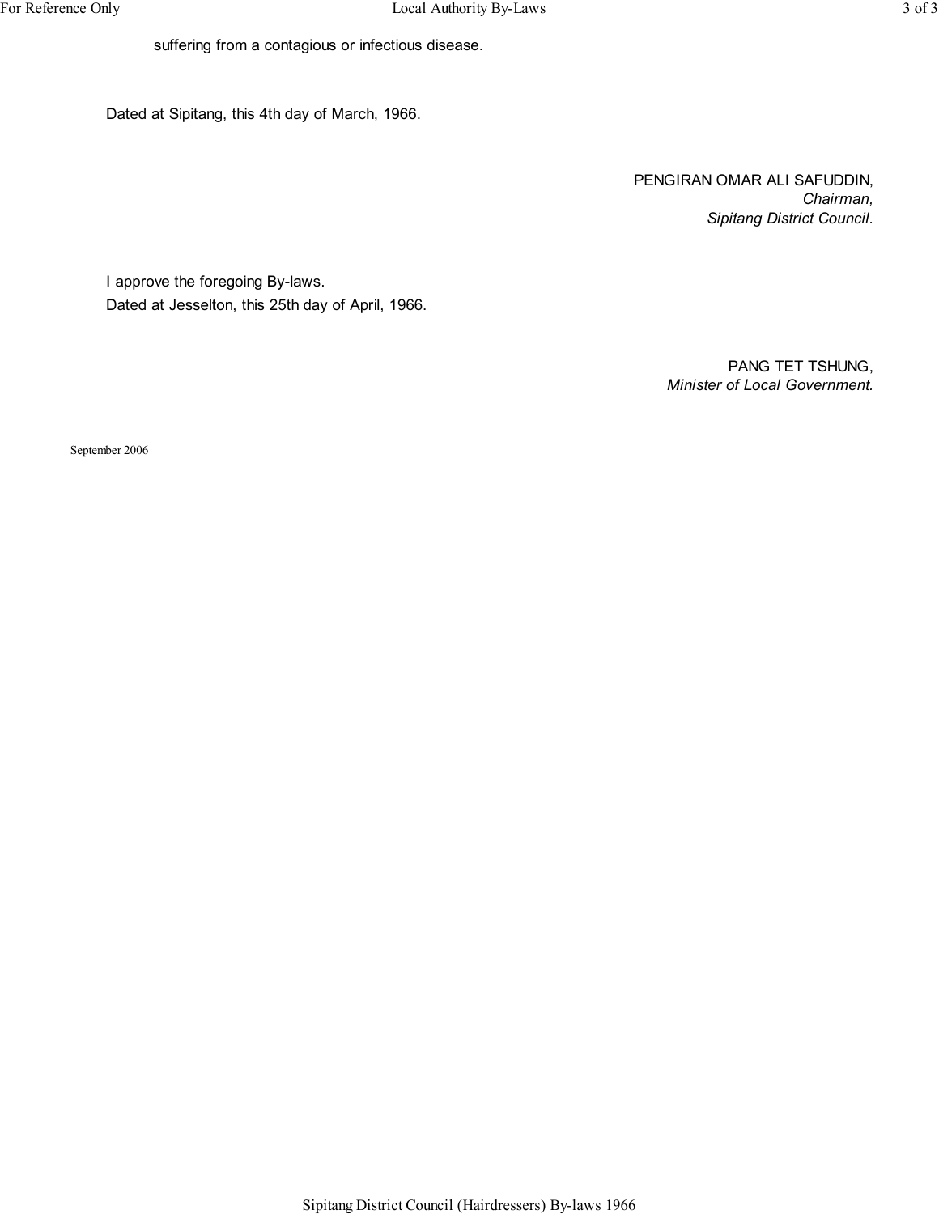suffering from a contagious or infectious disease.

Dated at Sipitang, this 4th day of March, 1966.

PENGIRAN OMAR ALI SAFUDDIN,
*Chairman,*
*Sipitang District Council.*

I approve the foregoing By-laws.
Dated at Jesselton, this 25th day of April, 1966.

PANG TET TSHUNG,
*Minister of Local Government.*

September 2006